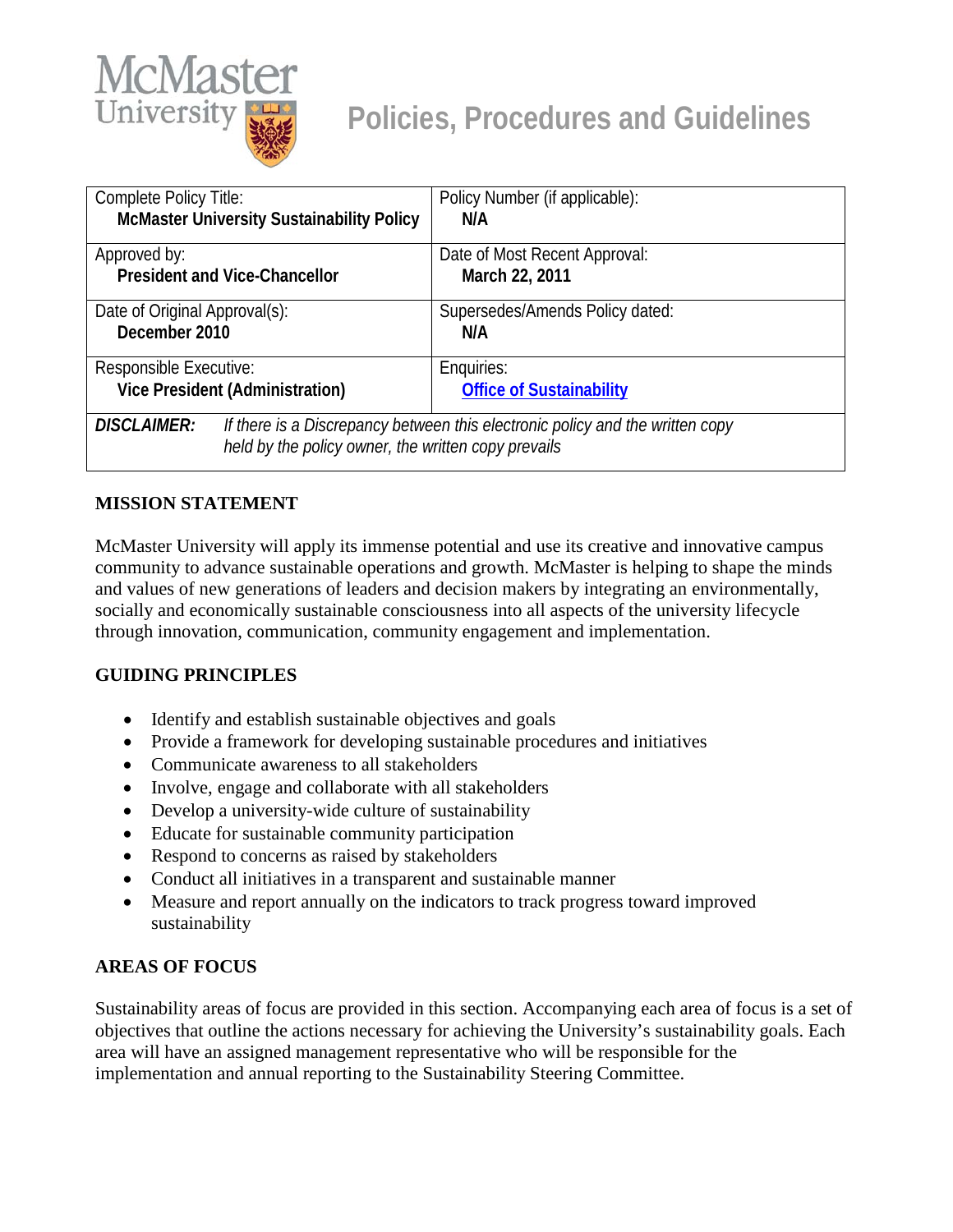# McMaster University

## Policies, Procedures and Guidelines

| Complete Policy Title: **McMaster University Sustainability Policy** | Policy Number (if applicable): **N/A** |
|---|---|
| Approved by: **President and Vice-Chancellor** | Date of Most Recent Approval: **March 22, 2011** |
| Date of Original Approval(s): **December 2010** | Supersedes/Amends Policy dated: **N/A** |
| Responsible Executive: **Vice President (Administration)** | Enquiries: **Office of Sustainability** |
| ***DISCLAIMER:*** *If there is a Discrepancy between this electronic policy and the written copy held by the policy owner, the written copy prevails* | |

## MISSION STATEMENT

McMaster University will apply its immense potential and use its creative and innovative campus community to advance sustainable operations and growth. McMaster is helping to shape the minds and values of new generations of leaders and decision makers by integrating an environmentally, socially and economically sustainable consciousness into all aspects of the university lifecycle through innovation, communication, community engagement and implementation.

## GUIDING PRINCIPLES

- Identify and establish sustainable objectives and goals
- Provide a framework for developing sustainable procedures and initiatives
- Communicate awareness to all stakeholders
- Involve, engage and collaborate with all stakeholders
- Develop a university-wide culture of sustainability
- Educate for sustainable community participation
- Respond to concerns as raised by stakeholders
- Conduct all initiatives in a transparent and sustainable manner
- Measure and report annually on the indicators to track progress toward improved sustainability

## AREAS OF FOCUS

Sustainability areas of focus are provided in this section. Accompanying each area of focus is a set of objectives that outline the actions necessary for achieving the University's sustainability goals. Each area will have an assigned management representative who will be responsible for the implementation and annual reporting to the Sustainability Steering Committee.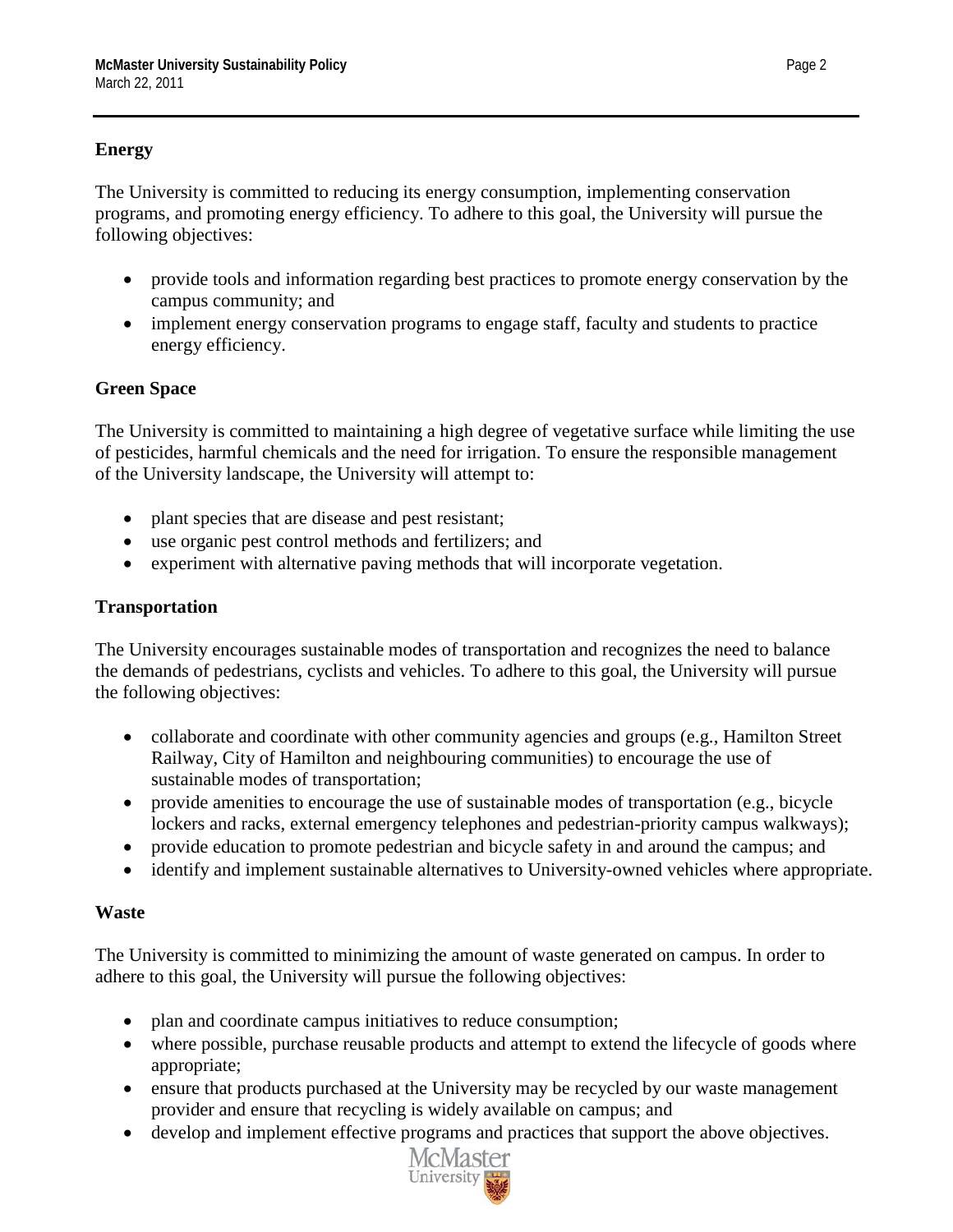## Energy

The University is committed to reducing its energy consumption, implementing conservation programs, and promoting energy efficiency. To adhere to this goal, the University will pursue the following objectives:

- provide tools and information regarding best practices to promote energy conservation by the campus community; and
- implement energy conservation programs to engage staff, faculty and students to practice energy efficiency.

## Green Space

The University is committed to maintaining a high degree of vegetative surface while limiting the use of pesticides, harmful chemicals and the need for irrigation. To ensure the responsible management of the University landscape, the University will attempt to:

- plant species that are disease and pest resistant;
- use organic pest control methods and fertilizers; and
- experiment with alternative paving methods that will incorporate vegetation.

## Transportation

The University encourages sustainable modes of transportation and recognizes the need to balance the demands of pedestrians, cyclists and vehicles. To adhere to this goal, the University will pursue the following objectives:

- collaborate and coordinate with other community agencies and groups (e.g., Hamilton Street Railway, City of Hamilton and neighbouring communities) to encourage the use of sustainable modes of transportation;
- provide amenities to encourage the use of sustainable modes of transportation (e.g., bicycle lockers and racks, external emergency telephones and pedestrian-priority campus walkways);
- provide education to promote pedestrian and bicycle safety in and around the campus; and
- identify and implement sustainable alternatives to University-owned vehicles where appropriate.

## Waste

The University is committed to minimizing the amount of waste generated on campus. In order to adhere to this goal, the University will pursue the following objectives:

- plan and coordinate campus initiatives to reduce consumption;
- where possible, purchase reusable products and attempt to extend the lifecycle of goods where appropriate;
- ensure that products purchased at the University may be recycled by our waste management provider and ensure that recycling is widely available on campus; and
- develop and implement effective programs and practices that support the above objectives.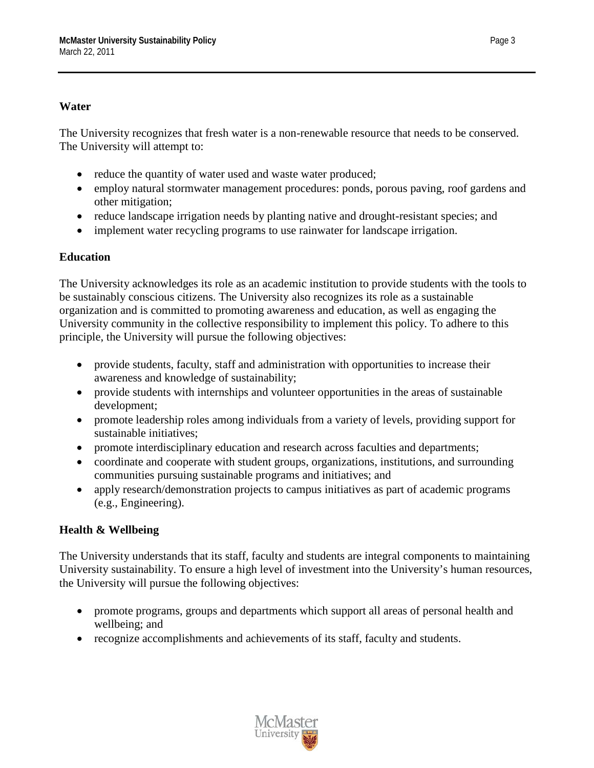## Water

The University recognizes that fresh water is a non-renewable resource that needs to be conserved. The University will attempt to:

- reduce the quantity of water used and waste water produced;
- employ natural stormwater management procedures: ponds, porous paving, roof gardens and other mitigation;
- reduce landscape irrigation needs by planting native and drought-resistant species; and
- implement water recycling programs to use rainwater for landscape irrigation.

## Education

The University acknowledges its role as an academic institution to provide students with the tools to be sustainably conscious citizens. The University also recognizes its role as a sustainable organization and is committed to promoting awareness and education, as well as engaging the University community in the collective responsibility to implement this policy. To adhere to this principle, the University will pursue the following objectives:

- provide students, faculty, staff and administration with opportunities to increase their awareness and knowledge of sustainability;
- provide students with internships and volunteer opportunities in the areas of sustainable development;
- promote leadership roles among individuals from a variety of levels, providing support for sustainable initiatives;
- promote interdisciplinary education and research across faculties and departments;
- coordinate and cooperate with student groups, organizations, institutions, and surrounding communities pursuing sustainable programs and initiatives; and
- apply research/demonstration projects to campus initiatives as part of academic programs (e.g., Engineering).

## Health & Wellbeing

The University understands that its staff, faculty and students are integral components to maintaining University sustainability. To ensure a high level of investment into the University's human resources, the University will pursue the following objectives:

- promote programs, groups and departments which support all areas of personal health and wellbeing; and
- recognize accomplishments and achievements of its staff, faculty and students.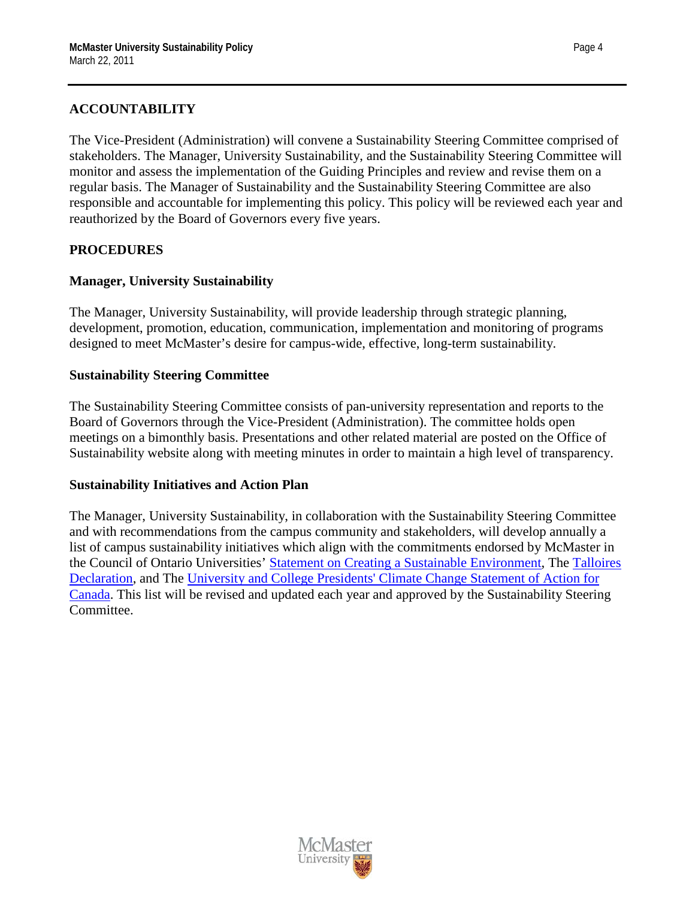## ACCOUNTABILITY

The Vice-President (Administration) will convene a Sustainability Steering Committee comprised of stakeholders. The Manager, University Sustainability, and the Sustainability Steering Committee will monitor and assess the implementation of the Guiding Principles and review and revise them on a regular basis. The Manager of Sustainability and the Sustainability Steering Committee are also responsible and accountable for implementing this policy. This policy will be reviewed each year and reauthorized by the Board of Governors every five years.

## PROCEDURES

### Manager, University Sustainability

The Manager, University Sustainability, will provide leadership through strategic planning, development, promotion, education, communication, implementation and monitoring of programs designed to meet McMaster's desire for campus-wide, effective, long-term sustainability.

### Sustainability Steering Committee

The Sustainability Steering Committee consists of pan-university representation and reports to the Board of Governors through the Vice-President (Administration). The committee holds open meetings on a bimonthly basis. Presentations and other related material are posted on the Office of Sustainability website along with meeting minutes in order to maintain a high level of transparency.

### Sustainability Initiatives and Action Plan

The Manager, University Sustainability, in collaboration with the Sustainability Steering Committee and with recommendations from the campus community and stakeholders, will develop annually a list of campus sustainability initiatives which align with the commitments endorsed by McMaster in the Council of Ontario Universities' Statement on Creating a Sustainable Environment, The Talloires Declaration, and The University and College Presidents' Climate Change Statement of Action for Canada. This list will be revised and updated each year and approved by the Sustainability Steering Committee.